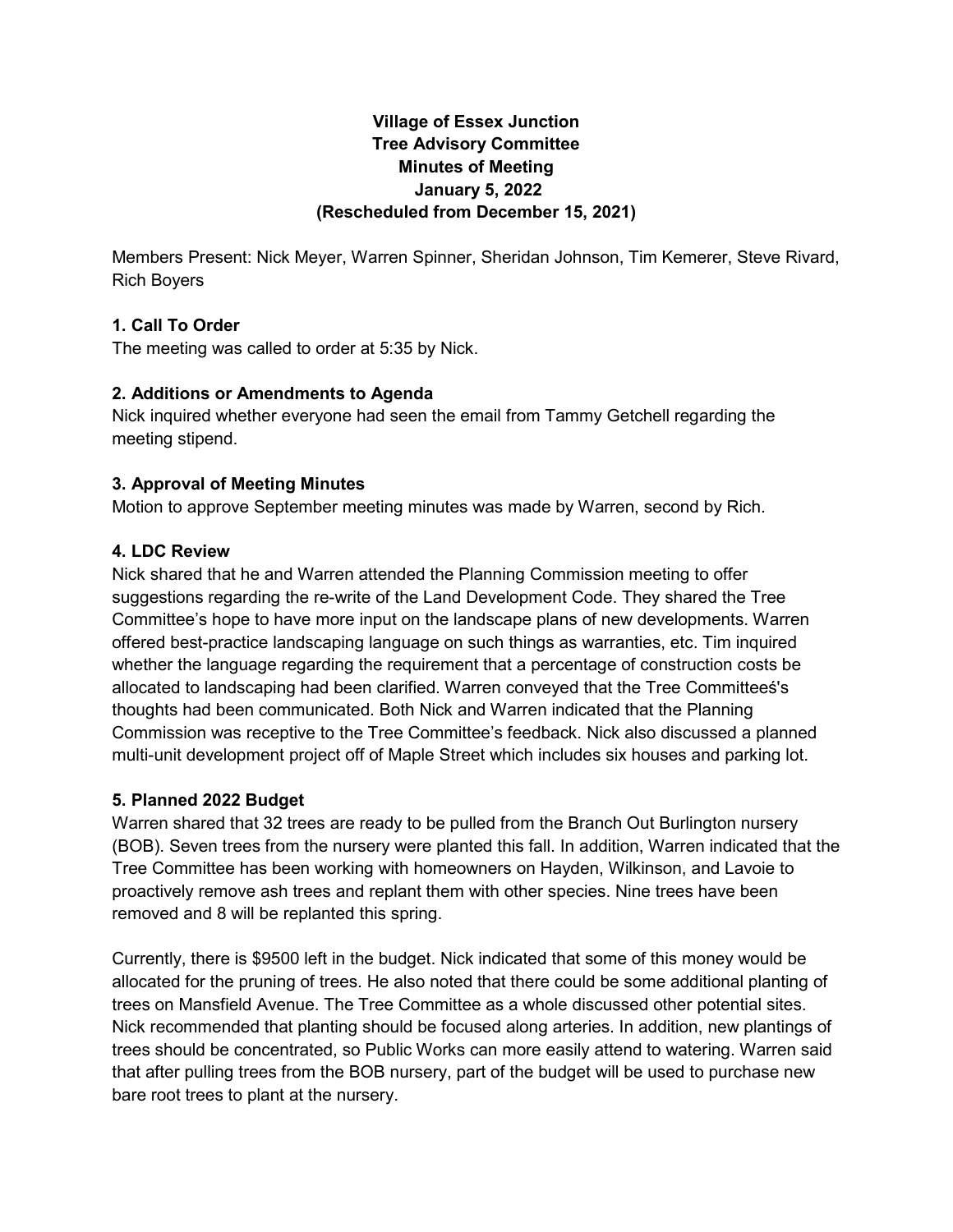**Village of Essex Junction**
**Tree Advisory Committee**
**Minutes of Meeting**
**January 5, 2022**
**(Rescheduled from December 15, 2021)**

Members Present: Nick Meyer, Warren Spinner, Sheridan Johnson, Tim Kemerer, Steve Rivard, Rich Boyers

### 1. Call To Order

The meeting was called to order at 5:35 by Nick.

### 2. Additions or Amendments to Agenda

Nick inquired whether everyone had seen the email from Tammy Getchell regarding the meeting stipend.

### 3. Approval of Meeting Minutes

Motion to approve September meeting minutes was made by Warren, second by Rich.

### 4. LDC Review

Nick shared that he and Warren attended the Planning Commission meeting to offer suggestions regarding the re-write of the Land Development Code. They shared the Tree Committee's hope to have more input on the landscape plans of new developments. Warren offered best-practice landscaping language on such things as warranties, etc. Tim inquired whether the language regarding the requirement that a percentage of construction costs be allocated to landscaping had been clarified. Warren conveyed that the Tree Committeeś's thoughts had been communicated. Both Nick and Warren indicated that the Planning Commission was receptive to the Tree Committee's feedback. Nick also discussed a planned multi-unit development project off of Maple Street which includes six houses and parking lot.

### 5. Planned 2022 Budget

Warren shared that 32 trees are ready to be pulled from the Branch Out Burlington nursery (BOB). Seven trees from the nursery were planted this fall. In addition, Warren indicated that the Tree Committee has been working with homeowners on Hayden, Wilkinson, and Lavoie to proactively remove ash trees and replant them with other species. Nine trees have been removed and 8 will be replanted this spring.

Currently, there is $9500 left in the budget. Nick indicated that some of this money would be allocated for the pruning of trees. He also noted that there could be some additional planting of trees on Mansfield Avenue. The Tree Committee as a whole discussed other potential sites. Nick recommended that planting should be focused along arteries. In addition, new plantings of trees should be concentrated, so Public Works can more easily attend to watering. Warren said that after pulling trees from the BOB nursery, part of the budget will be used to purchase new bare root trees to plant at the nursery.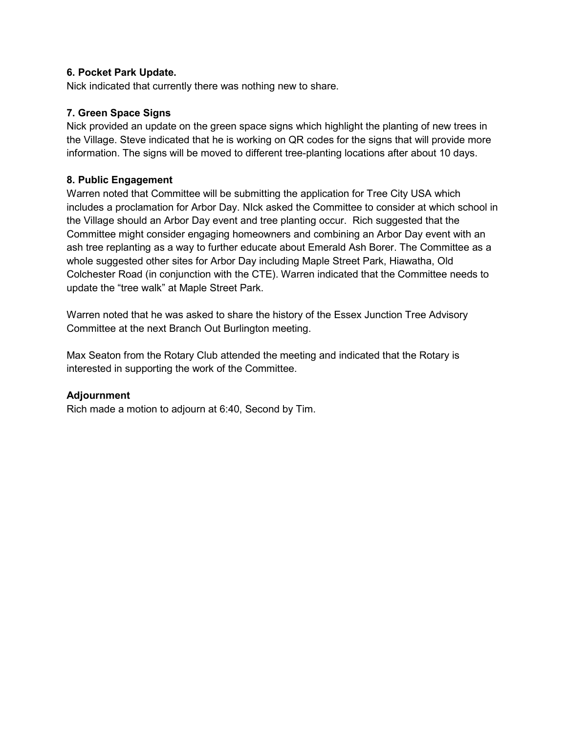**6. Pocket Park Update.**
Nick indicated that currently there was nothing new to share.

**7. Green Space Signs**
Nick provided an update on the green space signs which highlight the planting of new trees in the Village. Steve indicated that he is working on QR codes for the signs that will provide more information. The signs will be moved to different tree-planting locations after about 10 days.

**8. Public Engagement**
Warren noted that Committee will be submitting the application for Tree City USA which includes a proclamation for Arbor Day. NIck asked the Committee to consider at which school in the Village should an Arbor Day event and tree planting occur. Rich suggested that the Committee might consider engaging homeowners and combining an Arbor Day event with an ash tree replanting as a way to further educate about Emerald Ash Borer. The Committee as a whole suggested other sites for Arbor Day including Maple Street Park, Hiawatha, Old Colchester Road (in conjunction with the CTE). Warren indicated that the Committee needs to update the “tree walk” at Maple Street Park.

Warren noted that he was asked to share the history of the Essex Junction Tree Advisory Committee at the next Branch Out Burlington meeting.

Max Seaton from the Rotary Club attended the meeting and indicated that the Rotary is interested in supporting the work of the Committee.

**Adjournment**
Rich made a motion to adjourn at 6:40, Second by Tim.